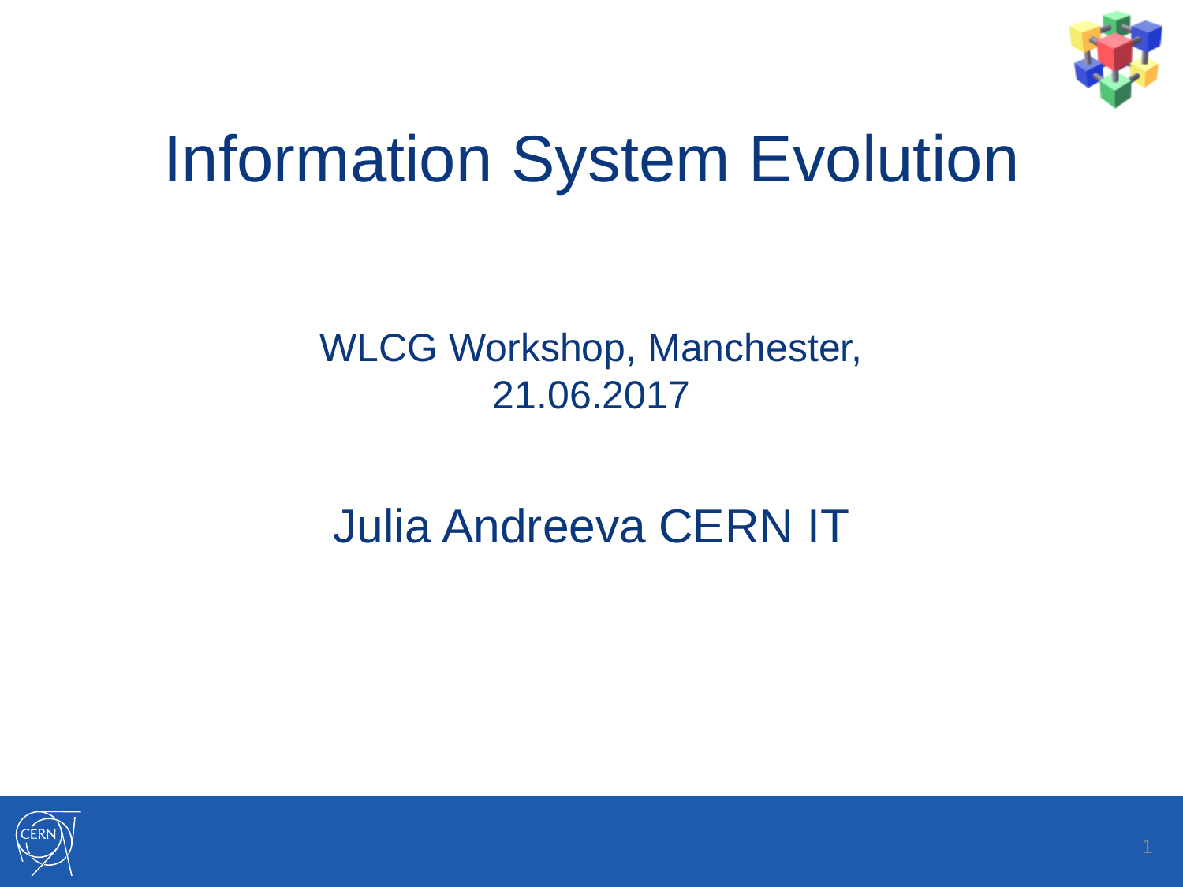# Information System Evolution

WLCG Workshop, Manchester,
21.06.2017

Julia Andreeva CERN IT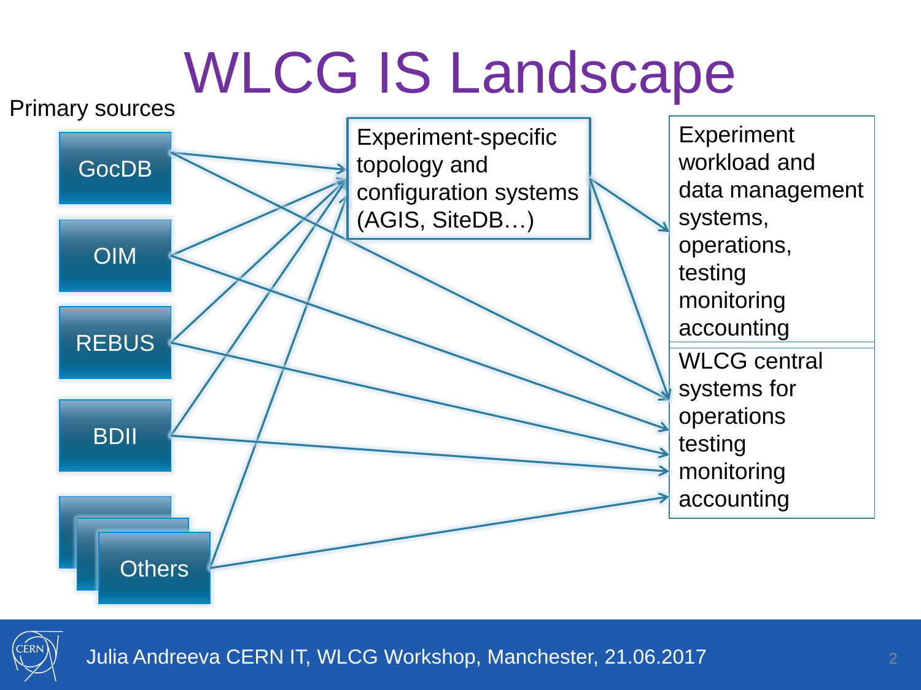# WLCG IS Landscape

Primary sources

- GocDB
- OIM
- REBUS
- BDII
- Others

Experiment-specific topology and configuration systems (AGIS, SiteDB…)

Experiment workload and data management systems, operations, testing monitoring accounting

WLCG central systems for operations testing monitoring accounting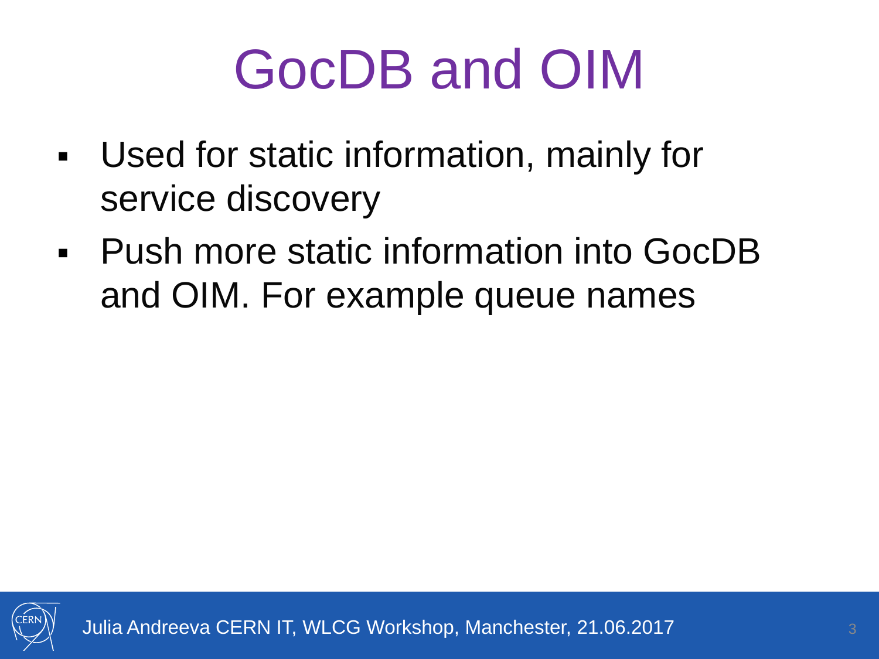# GocDB and OIM

- Used for static information, mainly for service discovery
- Push more static information into GocDB and OIM. For example queue names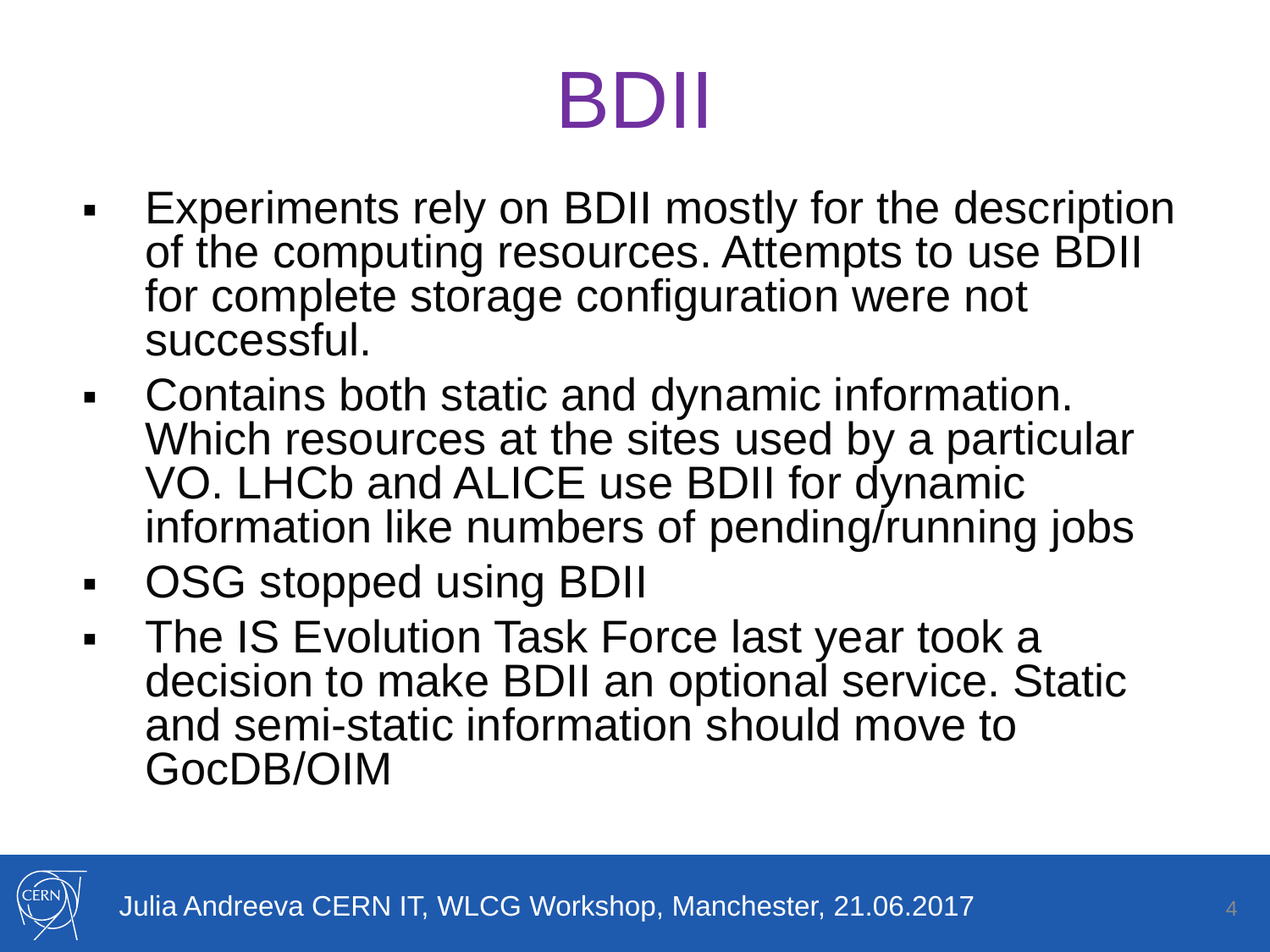# BDII

- Experiments rely on BDII mostly for the description of the computing resources. Attempts to use BDII for complete storage configuration were not successful.
- Contains both static and dynamic information. Which resources at the sites used by a particular VO. LHCb and ALICE use BDII for dynamic information like numbers of pending/running jobs
- OSG stopped using BDII
- The IS Evolution Task Force last year took a decision to make BDII an optional service. Static and semi-static information should move to GocDB/OIM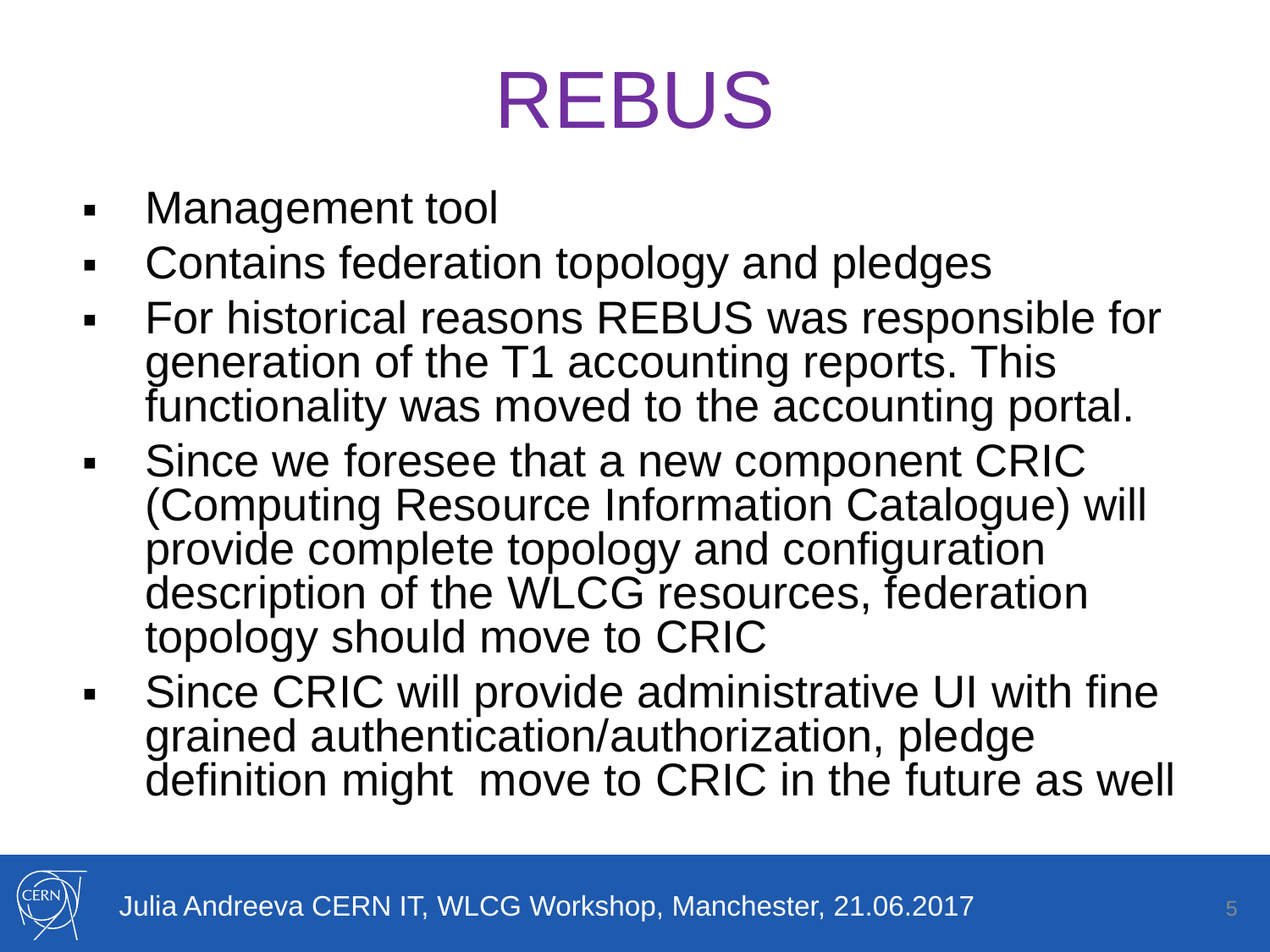# REBUS

- Management tool
- Contains federation topology and pledges
- For historical reasons REBUS was responsible for generation of the T1 accounting reports. This functionality was moved to the accounting portal.
- Since we foresee that a new component CRIC (Computing Resource Information Catalogue) will provide complete topology and configuration description of the WLCG resources, federation topology should move to CRIC
- Since CRIC will provide administrative UI with fine grained authentication/authorization, pledge definition might move to CRIC in the future as well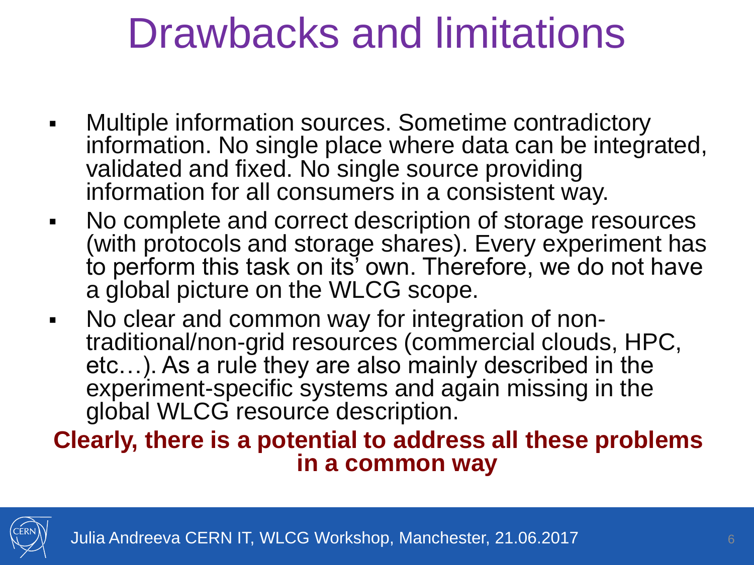# Drawbacks and limitations

- Multiple information sources. Sometime contradictory information. No single place where data can be integrated, validated and fixed. No single source providing information for all consumers in a consistent way.
- No complete and correct description of storage resources (with protocols and storage shares). Every experiment has to perform this task on its' own. Therefore, we do not have a global picture on the WLCG scope.
- No clear and common way for integration of non-traditional/non-grid resources (commercial clouds, HPC, etc…). As a rule they are also mainly described in the experiment-specific systems and again missing in the global WLCG resource description.

**Clearly, there is a potential to address all these problems in a common way**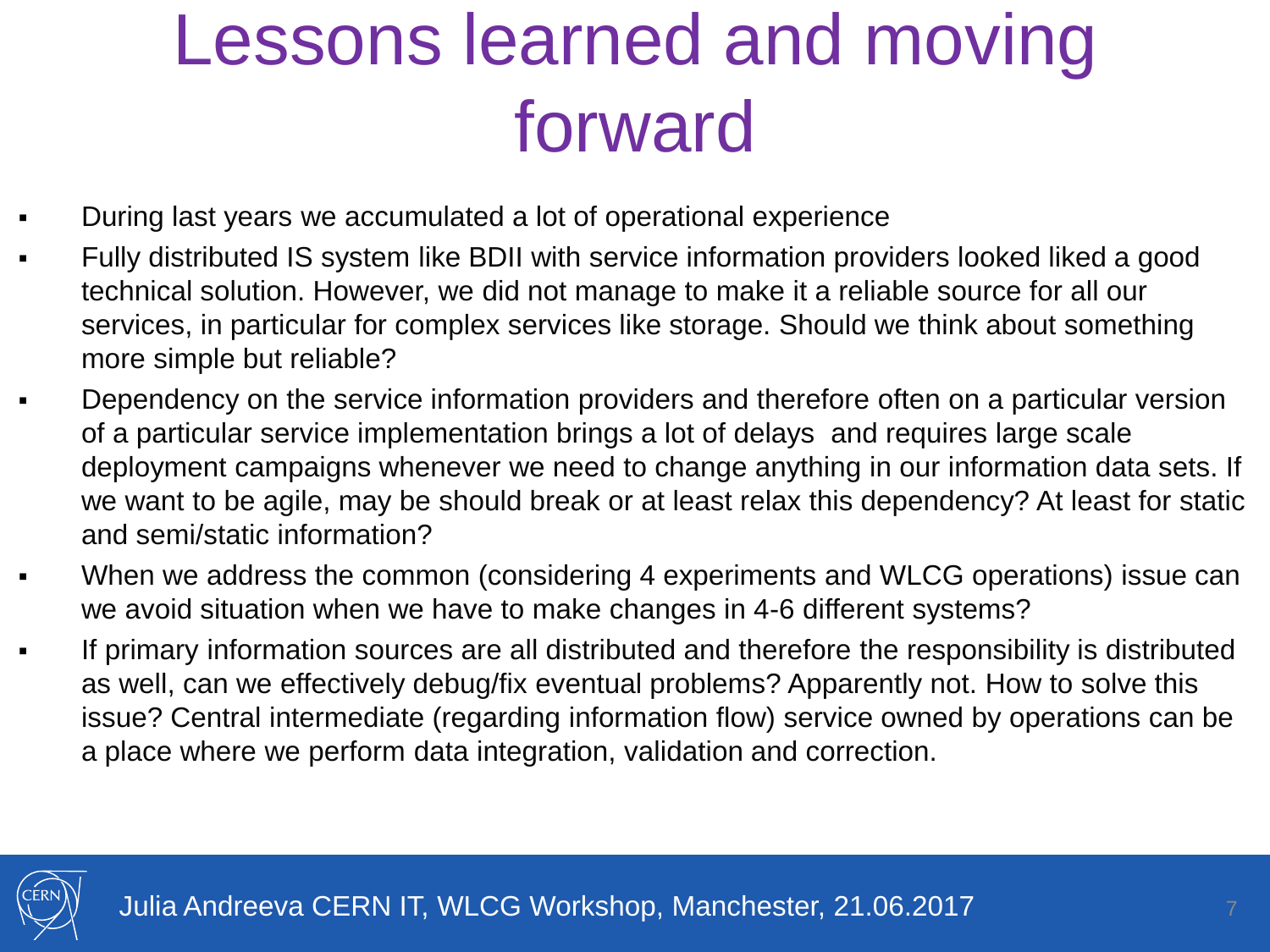# Lessons learned and moving forward

- During last years we accumulated a lot of operational experience
- Fully distributed IS system like BDII with service information providers looked liked a good technical solution. However, we did not manage to make it a reliable source for all our services, in particular for complex services like storage. Should we think about something more simple but reliable?
- Dependency on the service information providers and therefore often on a particular version of a particular service implementation brings a lot of delays and requires large scale deployment campaigns whenever we need to change anything in our information data sets. If we want to be agile, may be should break or at least relax this dependency? At least for static and semi/static information?
- When we address the common (considering 4 experiments and WLCG operations) issue can we avoid situation when we have to make changes in 4-6 different systems?
- If primary information sources are all distributed and therefore the responsibility is distributed as well, can we effectively debug/fix eventual problems? Apparently not. How to solve this issue? Central intermediate (regarding information flow) service owned by operations can be a place where we perform data integration, validation and correction.